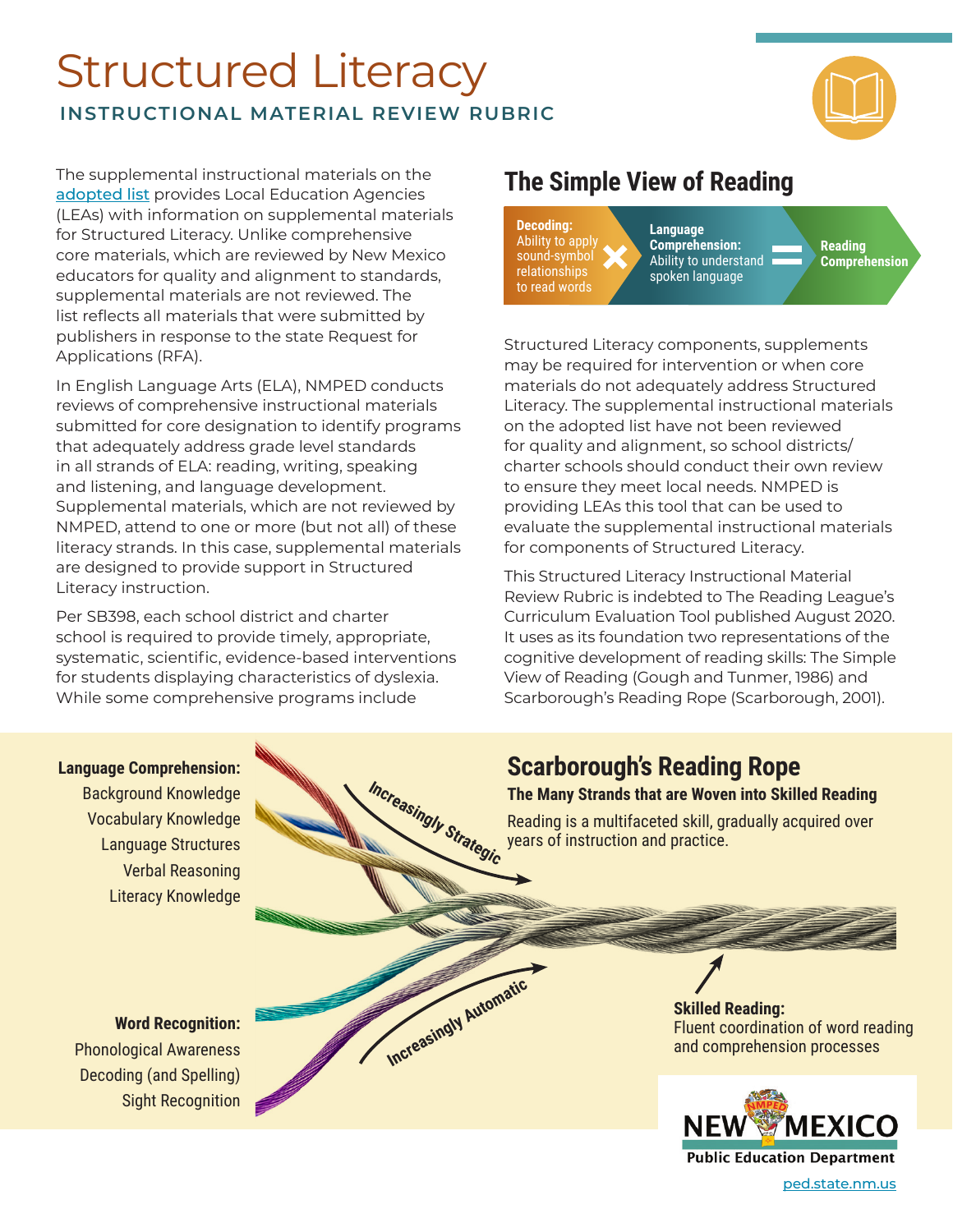# Structured Literacy

## INSTRUCTIONAL MATERIAL REVIEW RUBRIC

The supplemental instructional materials on the adopted list provides Local Education Agencies (LEAs) with information on supplemental materials for Structured Literacy. Unlike comprehensive core materials, which are reviewed by New Mexico educators for quality and alignment to standards, supplemental materials are not reviewed. The list reflects all materials that were submitted by publishers in response to the state Request for Applications (RFA).

In English Language Arts (ELA), NMPED conducts reviews of comprehensive instructional materials submitted for core designation to identify programs that adequately address grade level standards in all strands of ELA: reading, writing, speaking and listening, and language development. Supplemental materials, which are not reviewed by NMPED, attend to one or more (but not all) of these literacy strands. In this case, supplemental materials are designed to provide support in Structured Literacy instruction.

Per SB398, each school district and charter school is required to provide timely, appropriate, systematic, scientific, evidence-based interventions for students displaying characteristics of dyslexia. While some comprehensive programs include Structured Literacy components, supplements may be required for intervention or when core materials do not adequately address Structured Literacy. The supplemental instructional materials on the adopted list have not been reviewed for quality and alignment, so school districts/charter schools should conduct their own review to ensure they meet local needs. NMPED is providing LEAs this tool that can be used to evaluate the supplemental instructional materials for components of Structured Literacy.

This Structured Literacy Instructional Material Review Rubric is indebted to The Reading League's Curriculum Evaluation Tool published August 2020. It uses as its foundation two representations of the cognitive development of reading skills: The Simple View of Reading (Gough and Tunmer, 1986) and Scarborough's Reading Rope (Scarborough, 2001).

## The Simple View of Reading

**Decoding:** Ability to apply sound-symbol relationships to read words × **Language Comprehension:** Ability to understand spoken language = **Reading Comprehension**

## Scarborough's Reading Rope

**The Many Strands that are Woven into Skilled Reading**

Reading is a multifaceted skill, gradually acquired over years of instruction and practice.

**Language Comprehension:**
- Background Knowledge
- Vocabulary Knowledge
- Language Structures
- Verbal Reasoning
- Literacy Knowledge

*Increasingly Strategic*

**Word Recognition:**
- Phonological Awareness
- Decoding (and Spelling)
- Sight Recognition

*Increasingly Automatic*

**Skilled Reading:** Fluent coordination of word reading and comprehension processes

NEW MEXICO Public Education Department

ped.state.nm.us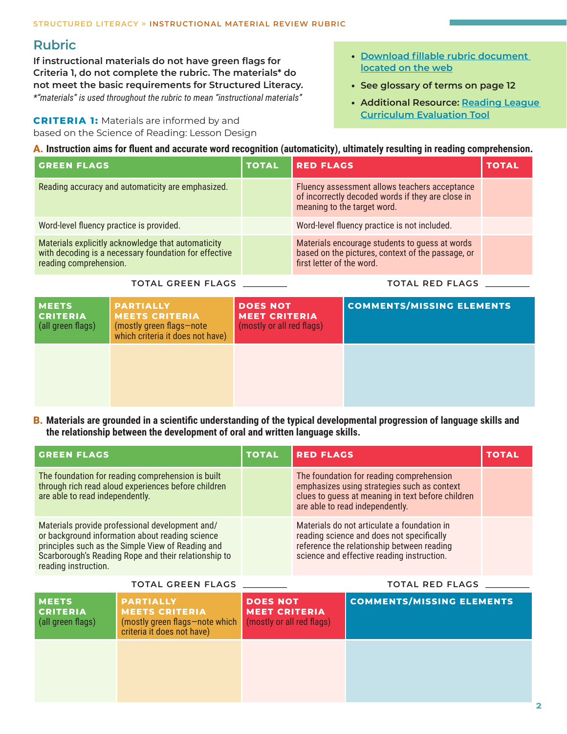## Rubric

**If instructional materials do not have green flags for Criteria 1, do not complete the rubric. The materials* do not meet the basic requirements for Structured Literacy.**

*"materials" is used throughout the rubric to mean "instructional materials"*

- Download fillable rubric document located on the web
- See glossary of terms on page 12
- Additional Resource: Reading League Curriculum Evaluation Tool

**CRITERIA 1:** Materials are informed by and based on the Science of Reading: Lesson Design

### A. Instruction aims for fluent and accurate word recognition (automaticity), ultimately resulting in reading comprehension.

| GREEN FLAGS | TOTAL | RED FLAGS | TOTAL |
|---|---|---|---|
| Reading accuracy and automaticity are emphasized. | | Fluency assessment allows teachers acceptance of incorrectly decoded words if they are close in meaning to the target word. | |
| Word-level fluency practice is provided. | | Word-level fluency practice is not included. | |
| Materials explicitly acknowledge that automaticity with decoding is a necessary foundation for effective reading comprehension. | | Materials encourage students to guess at words based on the pictures, context of the passage, or first letter of the word. | |

TOTAL GREEN FLAGS ________ TOTAL RED FLAGS ________

| MEETS CRITERIA (all green flags) | PARTIALLY MEETS CRITERIA (mostly green flags—note which criteria it does not have) | DOES NOT MEET CRITERIA (mostly or all red flags) | COMMENTS/MISSING ELEMENTS |
|---|---|---|---|
| | | | |

### B. Materials are grounded in a scientific understanding of the typical developmental progression of language skills and the relationship between the development of oral and written language skills.

| GREEN FLAGS | TOTAL | RED FLAGS | TOTAL |
|---|---|---|---|
| The foundation for reading comprehension is built through rich read aloud experiences before children are able to read independently. | | The foundation for reading comprehension emphasizes using strategies such as context clues to guess at meaning in text before children are able to read independently. | |
| Materials provide professional development and/or background information about reading science principles such as the Simple View of Reading and Scarborough's Reading Rope and their relationship to reading instruction. | | Materials do not articulate a foundation in reading science and does not specifically reference the relationship between reading science and effective reading instruction. | |

TOTAL GREEN FLAGS ________ TOTAL RED FLAGS ________

| MEETS CRITERIA (all green flags) | PARTIALLY MEETS CRITERIA (mostly green flags—note which criteria it does not have) | DOES NOT MEET CRITERIA (mostly or all red flags) | COMMENTS/MISSING ELEMENTS |
|---|---|---|---|
| | | | |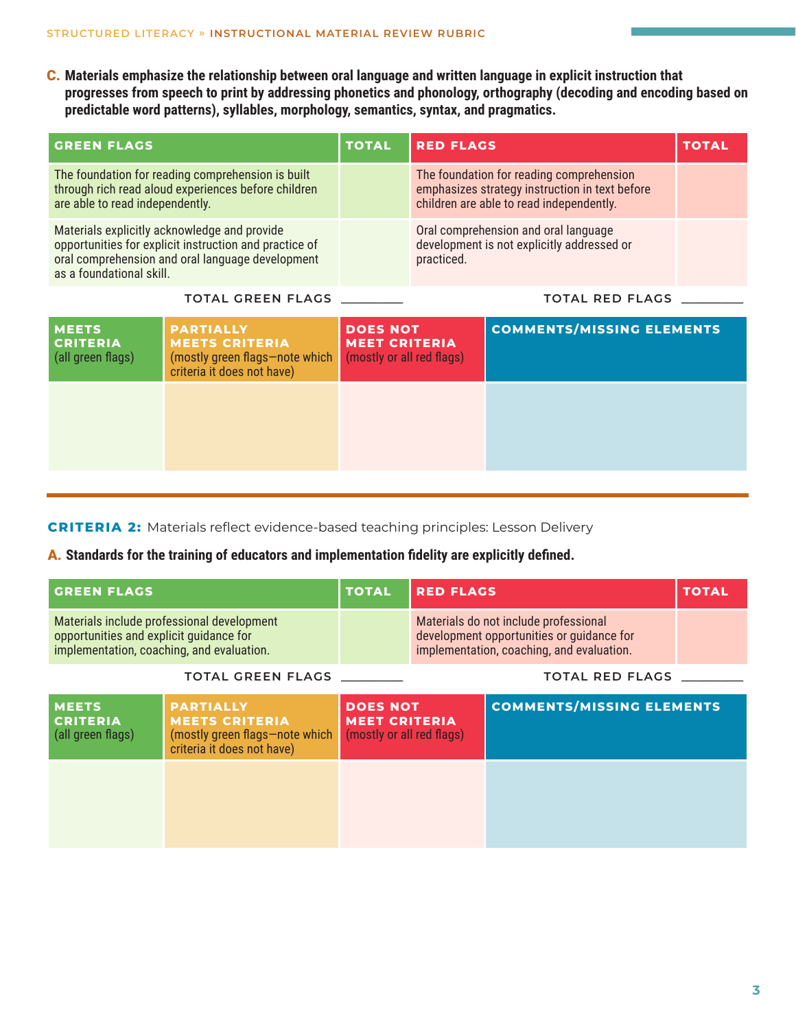**C.** **Materials emphasize the relationship between oral language and written language in explicit instruction that progresses from speech to print by addressing phonetics and phonology, orthography (decoding and encoding based on predictable word patterns), syllables, morphology, semantics, syntax, and pragmatics.**

| GREEN FLAGS | TOTAL | RED FLAGS | TOTAL |
|---|---|---|---|
| The foundation for reading comprehension is built through rich read aloud experiences before children are able to read independently. | | The foundation for reading comprehension emphasizes strategy instruction in text before children are able to read independently. | |
| Materials explicitly acknowledge and provide opportunities for explicit instruction and practice of oral comprehension and oral language development as a foundational skill. | | Oral comprehension and oral language development is not explicitly addressed or practiced. | |

TOTAL GREEN FLAGS ________ TOTAL RED FLAGS ________

| MEETS CRITERIA (all green flags) | PARTIALLY MEETS CRITERIA (mostly green flags—note which criteria it does not have) | DOES NOT MEET CRITERIA (mostly or all red flags) | COMMENTS/MISSING ELEMENTS |
|---|---|---|---|
| | | | |

---

**CRITERIA 2:** Materials reflect evidence-based teaching principles: Lesson Delivery

**A.** **Standards for the training of educators and implementation fidelity are explicitly defined.**

| GREEN FLAGS | TOTAL | RED FLAGS | TOTAL |
|---|---|---|---|
| Materials include professional development opportunities and explicit guidance for implementation, coaching, and evaluation. | | Materials do not include professional development opportunities or guidance for implementation, coaching, and evaluation. | |

TOTAL GREEN FLAGS ________ TOTAL RED FLAGS ________

| MEETS CRITERIA (all green flags) | PARTIALLY MEETS CRITERIA (mostly green flags—note which criteria it does not have) | DOES NOT MEET CRITERIA (mostly or all red flags) | COMMENTS/MISSING ELEMENTS |
|---|---|---|---|
| | | | |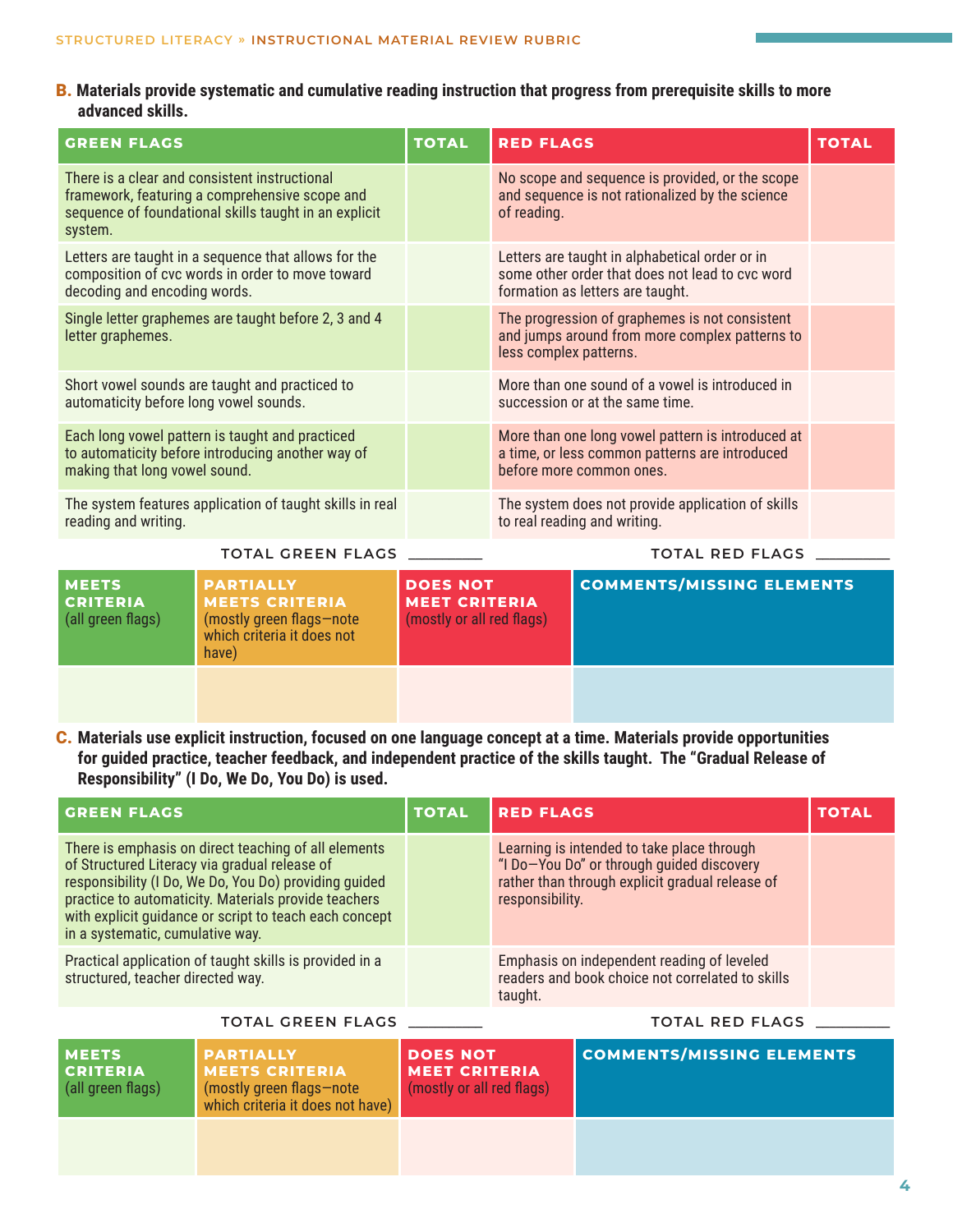**B. Materials provide systematic and cumulative reading instruction that progress from prerequisite skills to more advanced skills.**

| GREEN FLAGS | TOTAL | RED FLAGS | TOTAL |
|---|---|---|---|
| There is a clear and consistent instructional framework, featuring a comprehensive scope and sequence of foundational skills taught in an explicit system. | | No scope and sequence is provided, or the scope and sequence is not rationalized by the science of reading. | |
| Letters are taught in a sequence that allows for the composition of cvc words in order to move toward decoding and encoding words. | | Letters are taught in alphabetical order or in some other order that does not lead to cvc word formation as letters are taught. | |
| Single letter graphemes are taught before 2, 3 and 4 letter graphemes. | | The progression of graphemes is not consistent and jumps around from more complex patterns to less complex patterns. | |
| Short vowel sounds are taught and practiced to automaticity before long vowel sounds. | | More than one sound of a vowel is introduced in succession or at the same time. | |
| Each long vowel pattern is taught and practiced to automaticity before introducing another way of making that long vowel sound. | | More than one long vowel pattern is introduced at a time, or less common patterns are introduced before more common ones. | |
| The system features application of taught skills in real reading and writing. | | The system does not provide application of skills to real reading and writing. | |

TOTAL GREEN FLAGS ________ TOTAL RED FLAGS ________

| MEETS CRITERIA (all green flags) | PARTIALLY MEETS CRITERIA (mostly green flags—note which criteria it does not have) | DOES NOT MEET CRITERIA (mostly or all red flags) | COMMENTS/MISSING ELEMENTS |
|---|---|---|---|
| | | | |

**C. Materials use explicit instruction, focused on one language concept at a time. Materials provide opportunities for guided practice, teacher feedback, and independent practice of the skills taught. The "Gradual Release of Responsibility" (I Do, We Do, You Do) is used.**

| GREEN FLAGS | TOTAL | RED FLAGS | TOTAL |
|---|---|---|---|
| There is emphasis on direct teaching of all elements of Structured Literacy via gradual release of responsibility (I Do, We Do, You Do) providing guided practice to automaticity. Materials provide teachers with explicit guidance or script to teach each concept in a systematic, cumulative way. | | Learning is intended to take place through "I Do—You Do" or through guided discovery rather than through explicit gradual release of responsibility. | |
| Practical application of taught skills is provided in a structured, teacher directed way. | | Emphasis on independent reading of leveled readers and book choice not correlated to skills taught. | |

TOTAL GREEN FLAGS ________ TOTAL RED FLAGS ________

| MEETS CRITERIA (all green flags) | PARTIALLY MEETS CRITERIA (mostly green flags—note which criteria it does not have) | DOES NOT MEET CRITERIA (mostly or all red flags) | COMMENTS/MISSING ELEMENTS |
|---|---|---|---|
| | | | |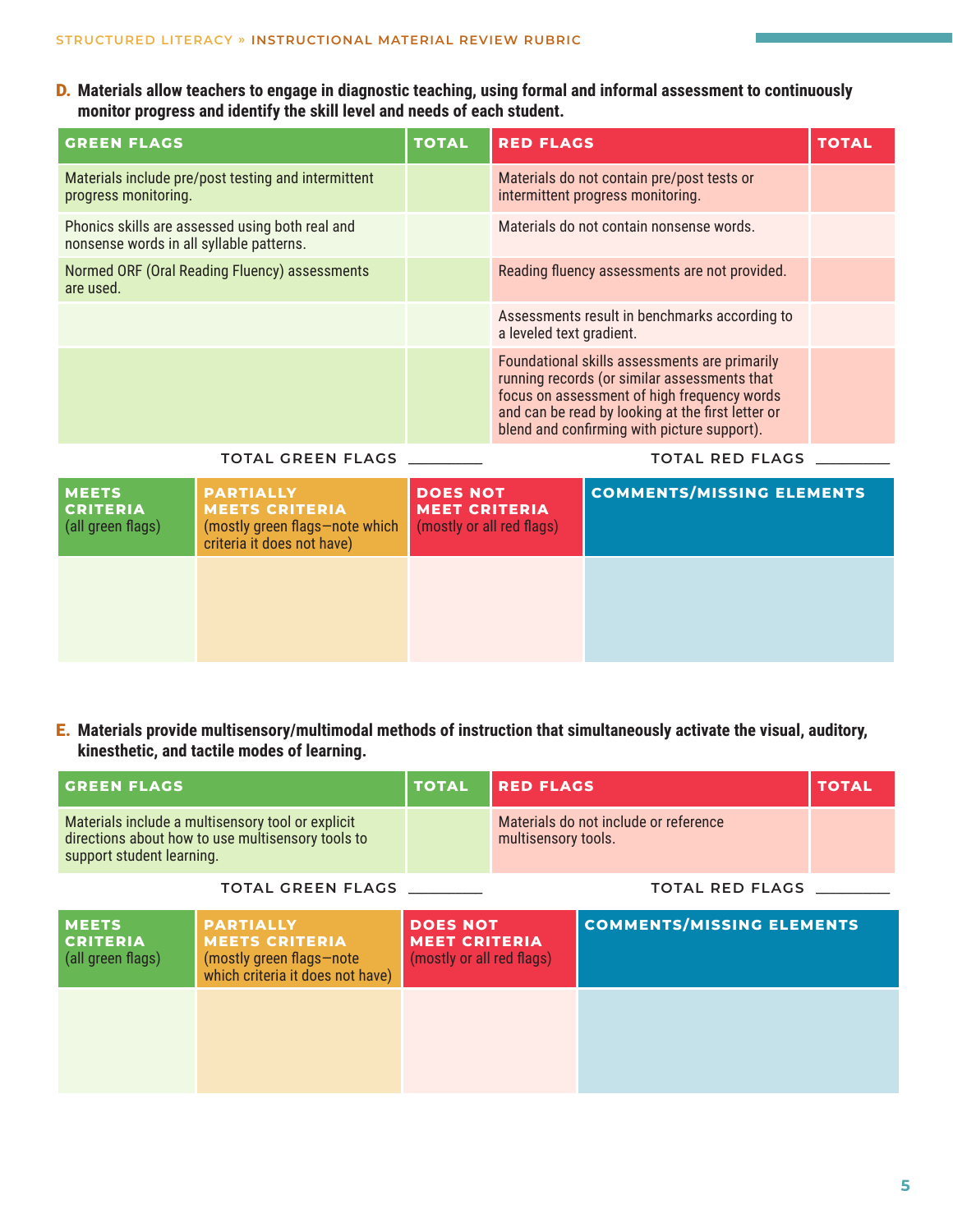**D. Materials allow teachers to engage in diagnostic teaching, using formal and informal assessment to continuously monitor progress and identify the skill level and needs of each student.**

| GREEN FLAGS | TOTAL | RED FLAGS | TOTAL |
|---|---|---|---|
| Materials include pre/post testing and intermittent progress monitoring. | | Materials do not contain pre/post tests or intermittent progress monitoring. | |
| Phonics skills are assessed using both real and nonsense words in all syllable patterns. | | Materials do not contain nonsense words. | |
| Normed ORF (Oral Reading Fluency) assessments are used. | | Reading fluency assessments are not provided. | |
| | | Assessments result in benchmarks according to a leveled text gradient. | |
| | | Foundational skills assessments are primarily running records (or similar assessments that focus on assessment of high frequency words and can be read by looking at the first letter or blend and confirming with picture support). | |

TOTAL GREEN FLAGS ________ TOTAL RED FLAGS ________

| MEETS CRITERIA (all green flags) | PARTIALLY MEETS CRITERIA (mostly green flags—note which criteria it does not have) | DOES NOT MEET CRITERIA (mostly or all red flags) | COMMENTS/MISSING ELEMENTS |
|---|---|---|---|
| | | | |

**E. Materials provide multisensory/multimodal methods of instruction that simultaneously activate the visual, auditory, kinesthetic, and tactile modes of learning.**

| GREEN FLAGS | TOTAL | RED FLAGS | TOTAL |
|---|---|---|---|
| Materials include a multisensory tool or explicit directions about how to use multisensory tools to support student learning. | | Materials do not include or reference multisensory tools. | |

TOTAL GREEN FLAGS ________ TOTAL RED FLAGS ________

| MEETS CRITERIA (all green flags) | PARTIALLY MEETS CRITERIA (mostly green flags—note which criteria it does not have) | DOES NOT MEET CRITERIA (mostly or all red flags) | COMMENTS/MISSING ELEMENTS |
|---|---|---|---|
| | | | |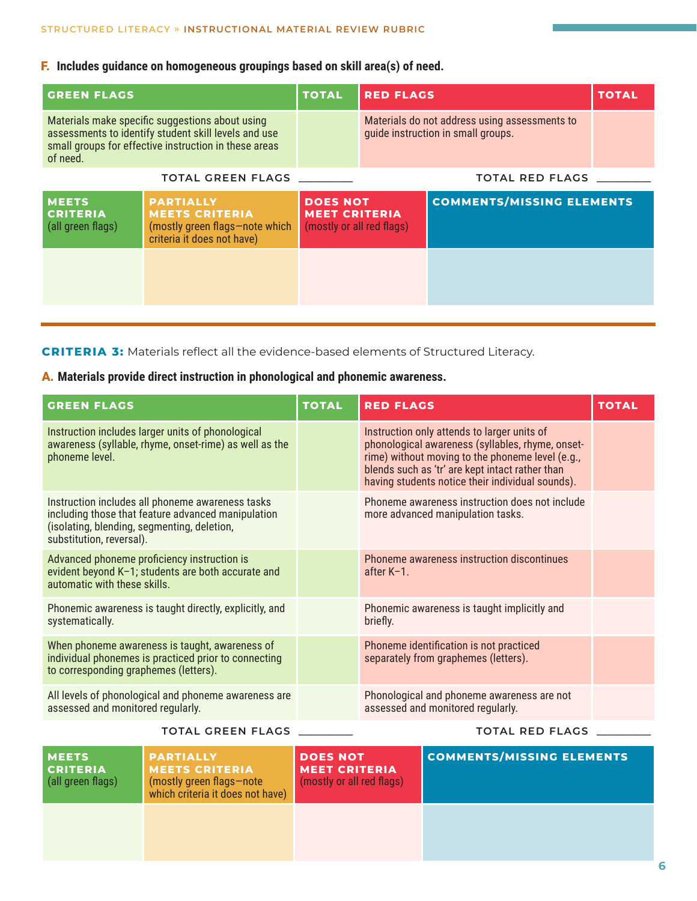**F. Includes guidance on homogeneous groupings based on skill area(s) of need.**

| GREEN FLAGS | TOTAL | RED FLAGS | TOTAL |
|---|---|---|---|
| Materials make specific suggestions about using assessments to identify student skill levels and use small groups for effective instruction in these areas of need. | | Materials do not address using assessments to guide instruction in small groups. | |

TOTAL GREEN FLAGS _________ TOTAL RED FLAGS _________

| MEETS CRITERIA (all green flags) | PARTIALLY MEETS CRITERIA (mostly green flags—note which criteria it does not have) | DOES NOT MEET CRITERIA (mostly or all red flags) | COMMENTS/MISSING ELEMENTS |
|---|---|---|---|
| | | | |

---

**CRITERIA 3:** Materials reflect all the evidence-based elements of Structured Literacy.

**A. Materials provide direct instruction in phonological and phonemic awareness.**

| GREEN FLAGS | TOTAL | RED FLAGS | TOTAL |
|---|---|---|---|
| Instruction includes larger units of phonological awareness (syllable, rhyme, onset-rime) as well as the phoneme level. | | Instruction only attends to larger units of phonological awareness (syllables, rhyme, onset-rime) without moving to the phoneme level (e.g., blends such as 'tr' are kept intact rather than having students notice their individual sounds). | |
| Instruction includes all phoneme awareness tasks including those that feature advanced manipulation (isolating, blending, segmenting, deletion, substitution, reversal). | | Phoneme awareness instruction does not include more advanced manipulation tasks. | |
| Advanced phoneme proficiency instruction is evident beyond K–1; students are both accurate and automatic with these skills. | | Phoneme awareness instruction discontinues after K–1. | |
| Phonemic awareness is taught directly, explicitly, and systematically. | | Phonemic awareness is taught implicitly and briefly. | |
| When phoneme awareness is taught, awareness of individual phonemes is practiced prior to connecting to corresponding graphemes (letters). | | Phoneme identification is not practiced separately from graphemes (letters). | |
| All levels of phonological and phoneme awareness are assessed and monitored regularly. | | Phonological and phoneme awareness are not assessed and monitored regularly. | |

TOTAL GREEN FLAGS _________ TOTAL RED FLAGS _________

| MEETS CRITERIA (all green flags) | PARTIALLY MEETS CRITERIA (mostly green flags—note which criteria it does not have) | DOES NOT MEET CRITERIA (mostly or all red flags) | COMMENTS/MISSING ELEMENTS |
|---|---|---|---|
| | | | |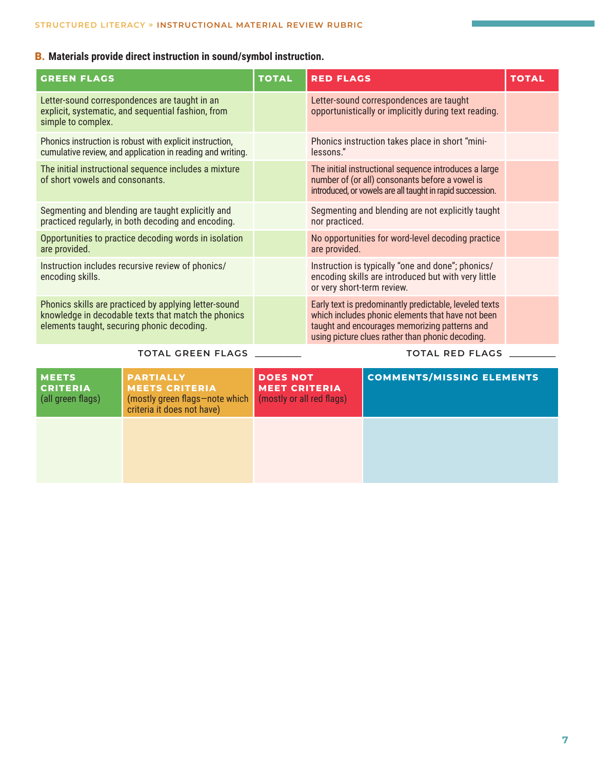**B. Materials provide direct instruction in sound/symbol instruction.**

| GREEN FLAGS | TOTAL | RED FLAGS | TOTAL |
|---|---|---|---|
| Letter-sound correspondences are taught in an explicit, systematic, and sequential fashion, from simple to complex. | | Letter-sound correspondences are taught opportunistically or implicitly during text reading. | |
| Phonics instruction is robust with explicit instruction, cumulative review, and application in reading and writing. | | Phonics instruction takes place in short "mini-lessons." | |
| The initial instructional sequence includes a mixture of short vowels and consonants. | | The initial instructional sequence introduces a large number of (or all) consonants before a vowel is introduced, or vowels are all taught in rapid succession. | |
| Segmenting and blending are taught explicitly and practiced regularly, in both decoding and encoding. | | Segmenting and blending are not explicitly taught nor practiced. | |
| Opportunities to practice decoding words in isolation are provided. | | No opportunities for word-level decoding practice are provided. | |
| Instruction includes recursive review of phonics/encoding skills. | | Instruction is typically "one and done"; phonics/encoding skills are introduced but with very little or very short-term review. | |
| Phonics skills are practiced by applying letter-sound knowledge in decodable texts that match the phonics elements taught, securing phonic decoding. | | Early text is predominantly predictable, leveled texts which includes phonic elements that have not been taught and encourages memorizing patterns and using picture clues rather than phonic decoding. | |
| TOTAL GREEN FLAGS | ________ | TOTAL RED FLAGS | ________ |

| MEETS CRITERIA (all green flags) | PARTIALLY MEETS CRITERIA (mostly green flags—note which criteria it does not have) | DOES NOT MEET CRITERIA (mostly or all red flags) | COMMENTS/MISSING ELEMENTS |
|---|---|---|---|
| | | | |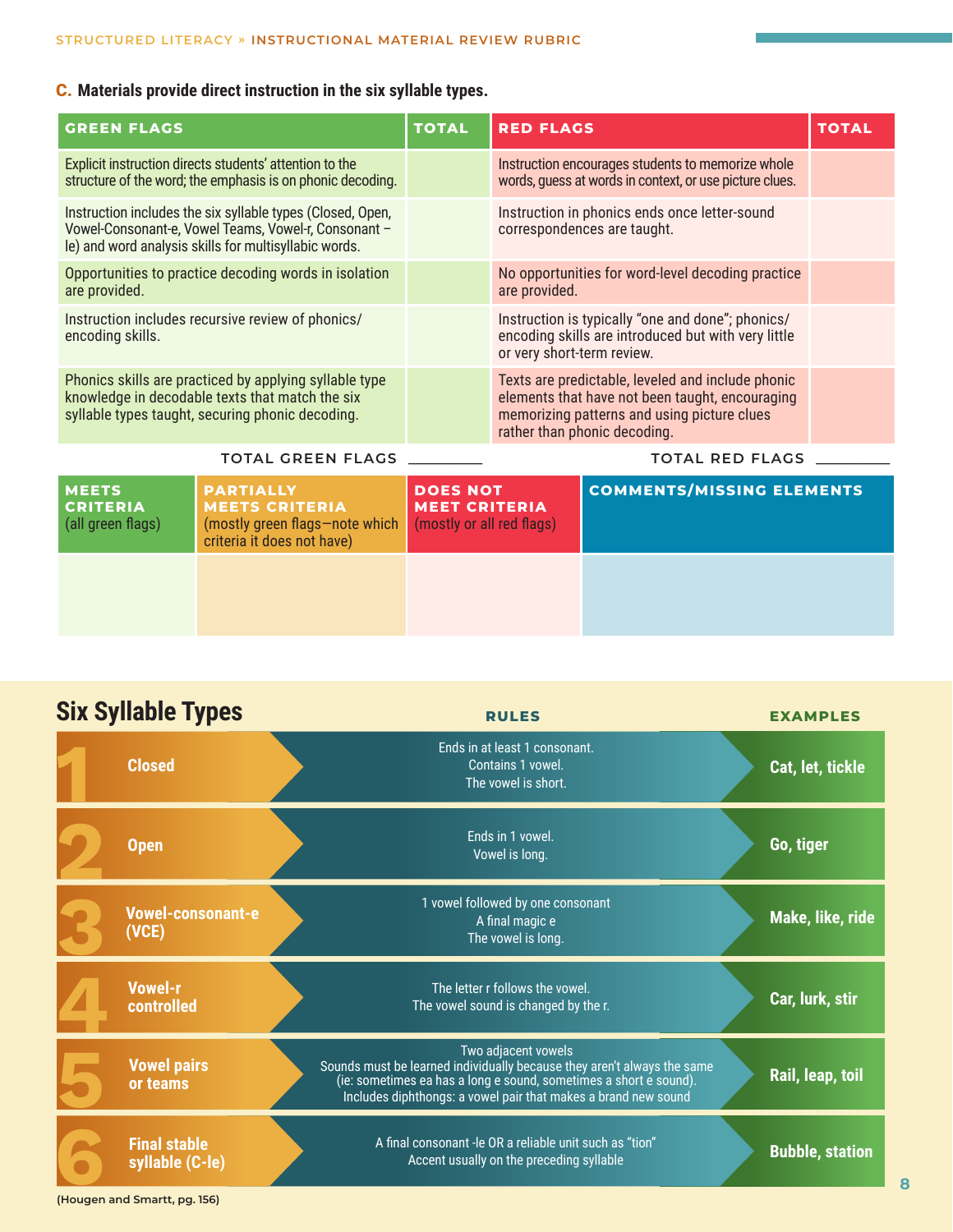### C. Materials provide direct instruction in the six syllable types.

| GREEN FLAGS | TOTAL | RED FLAGS | TOTAL |
|---|---|---|---|
| Explicit instruction directs students' attention to the structure of the word; the emphasis is on phonic decoding. | | Instruction encourages students to memorize whole words, guess at words in context, or use picture clues. | |
| Instruction includes the six syllable types (Closed, Open, Vowel-Consonant-e, Vowel Teams, Vowel-r, Consonant – le) and word analysis skills for multisyllabic words. | | Instruction in phonics ends once letter-sound correspondences are taught. | |
| Opportunities to practice decoding words in isolation are provided. | | No opportunities for word-level decoding practice are provided. | |
| Instruction includes recursive review of phonics/ encoding skills. | | Instruction is typically "one and done"; phonics/ encoding skills are introduced but with very little or very short-term review. | |
| Phonics skills are practiced by applying syllable type knowledge in decodable texts that match the six syllable types taught, securing phonic decoding. | | Texts are predictable, leveled and include phonic elements that have not been taught, encouraging memorizing patterns and using picture clues rather than phonic decoding. | |

TOTAL GREEN FLAGS ________ TOTAL RED FLAGS ________

| MEETS CRITERIA (all green flags) | PARTIALLY MEETS CRITERIA (mostly green flags—note which criteria it does not have) | DOES NOT MEET CRITERIA (mostly or all red flags) | COMMENTS/MISSING ELEMENTS |
|---|---|---|---|
| | | | |

## Six Syllable Types

| | | RULES | EXAMPLES |
|---|---|---|---|
| 1 | Closed | Ends in at least 1 consonant. Contains 1 vowel. The vowel is short. | Cat, let, tickle |
| 2 | Open | Ends in 1 vowel. Vowel is long. | Go, tiger |
| 3 | Vowel-consonant-e (VCE) | 1 vowel followed by one consonant A final magic e The vowel is long. | Make, like, ride |
| 4 | Vowel-r controlled | The letter r follows the vowel. The vowel sound is changed by the r. | Car, lurk, stir |
| 5 | Vowel pairs or teams | Two adjacent vowels Sounds must be learned individually because they aren't always the same (ie: sometimes ea has a long e sound, sometimes a short e sound). Includes diphthongs: a vowel pair that makes a brand new sound | Rail, leap, toil |
| 6 | Final stable syllable (C-le) | A final consonant -le OR a reliable unit such as "tion" Accent usually on the preceding syllable | Bubble, station |

(Hougen and Smartt, pg. 156)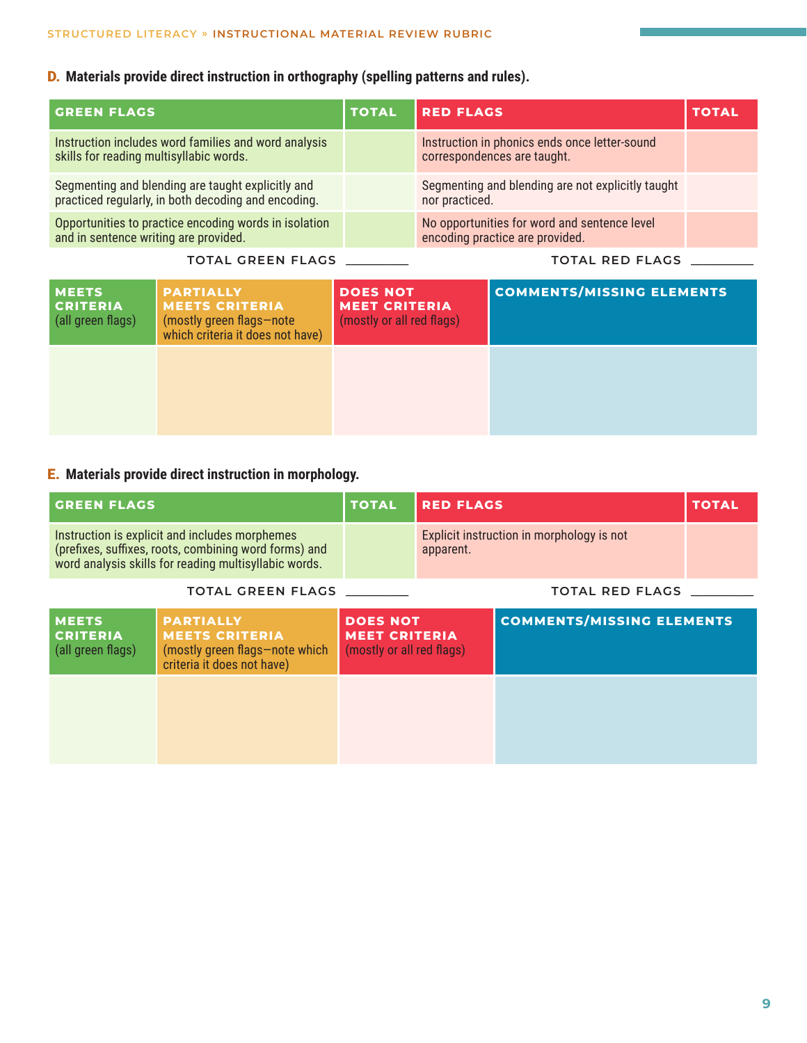**D. Materials provide direct instruction in orthography (spelling patterns and rules).**

| GREEN FLAGS | TOTAL | RED FLAGS | TOTAL |
|---|---|---|---|
| Instruction includes word families and word analysis skills for reading multisyllabic words. | | Instruction in phonics ends once letter-sound correspondences are taught. | |
| Segmenting and blending are taught explicitly and practiced regularly, in both decoding and encoding. | | Segmenting and blending are not explicitly taught nor practiced. | |
| Opportunities to practice encoding words in isolation and in sentence writing are provided. | | No opportunities for word and sentence level encoding practice are provided. | |

TOTAL GREEN FLAGS ________ TOTAL RED FLAGS ________

| MEETS CRITERIA (all green flags) | PARTIALLY MEETS CRITERIA (mostly green flags—note which criteria it does not have) | DOES NOT MEET CRITERIA (mostly or all red flags) | COMMENTS/MISSING ELEMENTS |
|---|---|---|---|
| | | | |

**E. Materials provide direct instruction in morphology.**

| GREEN FLAGS | TOTAL | RED FLAGS | TOTAL |
|---|---|---|---|
| Instruction is explicit and includes morphemes (prefixes, suffixes, roots, combining word forms) and word analysis skills for reading multisyllabic words. | | Explicit instruction in morphology is not apparent. | |

TOTAL GREEN FLAGS ________ TOTAL RED FLAGS ________

| MEETS CRITERIA (all green flags) | PARTIALLY MEETS CRITERIA (mostly green flags—note which criteria it does not have) | DOES NOT MEET CRITERIA (mostly or all red flags) | COMMENTS/MISSING ELEMENTS |
|---|---|---|---|
| | | | |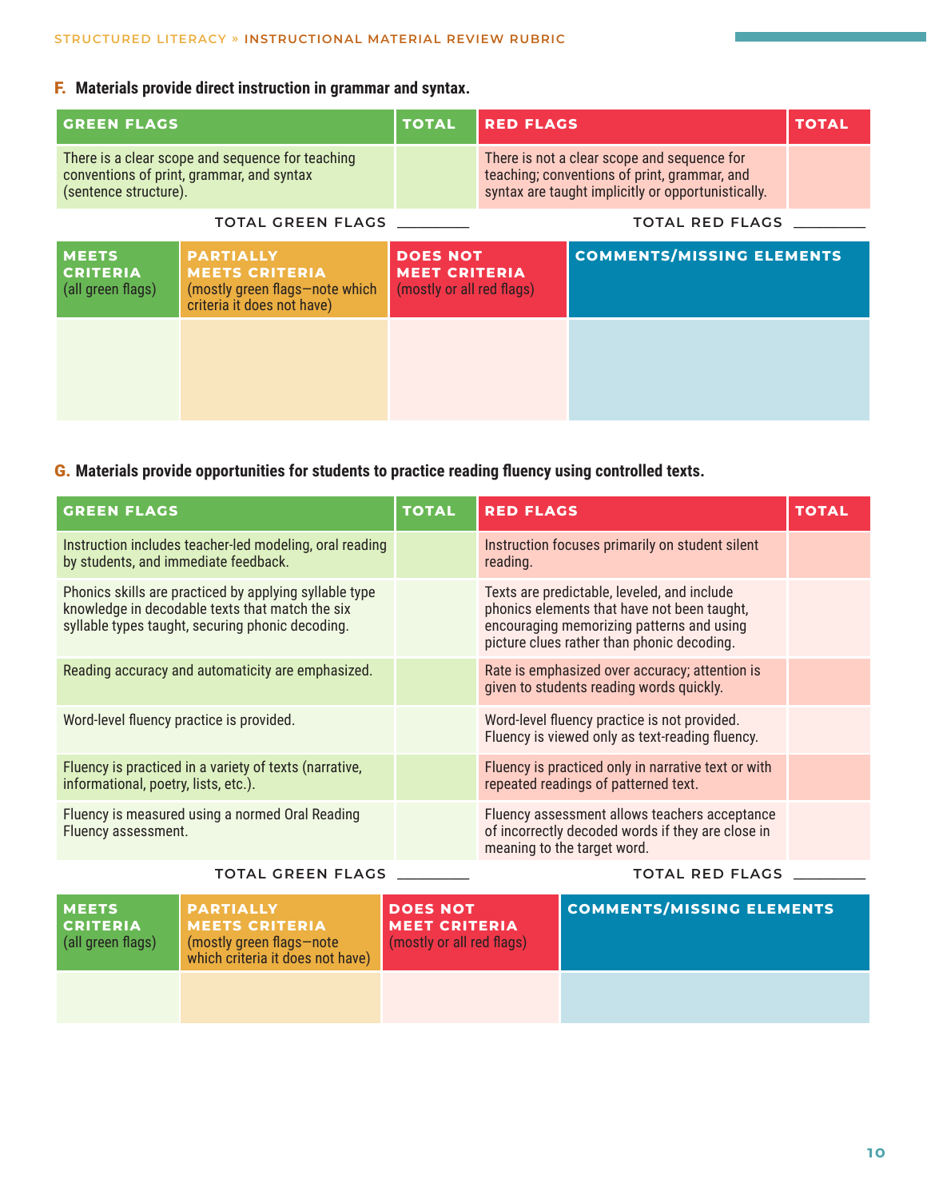### F. Materials provide direct instruction in grammar and syntax.

| GREEN FLAGS | TOTAL | RED FLAGS | TOTAL |
|---|---|---|---|
| There is a clear scope and sequence for teaching conventions of print, grammar, and syntax (sentence structure). | | There is not a clear scope and sequence for teaching; conventions of print, grammar, and syntax are taught implicitly or opportunistically. | |

TOTAL GREEN FLAGS ________ TOTAL RED FLAGS ________

| MEETS CRITERIA (all green flags) | PARTIALLY MEETS CRITERIA (mostly green flags—note which criteria it does not have) | DOES NOT MEET CRITERIA (mostly or all red flags) | COMMENTS/MISSING ELEMENTS |
|---|---|---|---|
| | | | |

### G. Materials provide opportunities for students to practice reading fluency using controlled texts.

| GREEN FLAGS | TOTAL | RED FLAGS | TOTAL |
|---|---|---|---|
| Instruction includes teacher-led modeling, oral reading by students, and immediate feedback. | | Instruction focuses primarily on student silent reading. | |
| Phonics skills are practiced by applying syllable type knowledge in decodable texts that match the six syllable types taught, securing phonic decoding. | | Texts are predictable, leveled, and include phonics elements that have not been taught, encouraging memorizing patterns and using picture clues rather than phonic decoding. | |
| Reading accuracy and automaticity are emphasized. | | Rate is emphasized over accuracy; attention is given to students reading words quickly. | |
| Word-level fluency practice is provided. | | Word-level fluency practice is not provided. Fluency is viewed only as text-reading fluency. | |
| Fluency is practiced in a variety of texts (narrative, informational, poetry, lists, etc.). | | Fluency is practiced only in narrative text or with repeated readings of patterned text. | |
| Fluency is measured using a normed Oral Reading Fluency assessment. | | Fluency assessment allows teachers acceptance of incorrectly decoded words if they are close in meaning to the target word. | |

TOTAL GREEN FLAGS ________ TOTAL RED FLAGS ________

| MEETS CRITERIA (all green flags) | PARTIALLY MEETS CRITERIA (mostly green flags—note which criteria it does not have) | DOES NOT MEET CRITERIA (mostly or all red flags) | COMMENTS/MISSING ELEMENTS |
|---|---|---|---|
| | | | |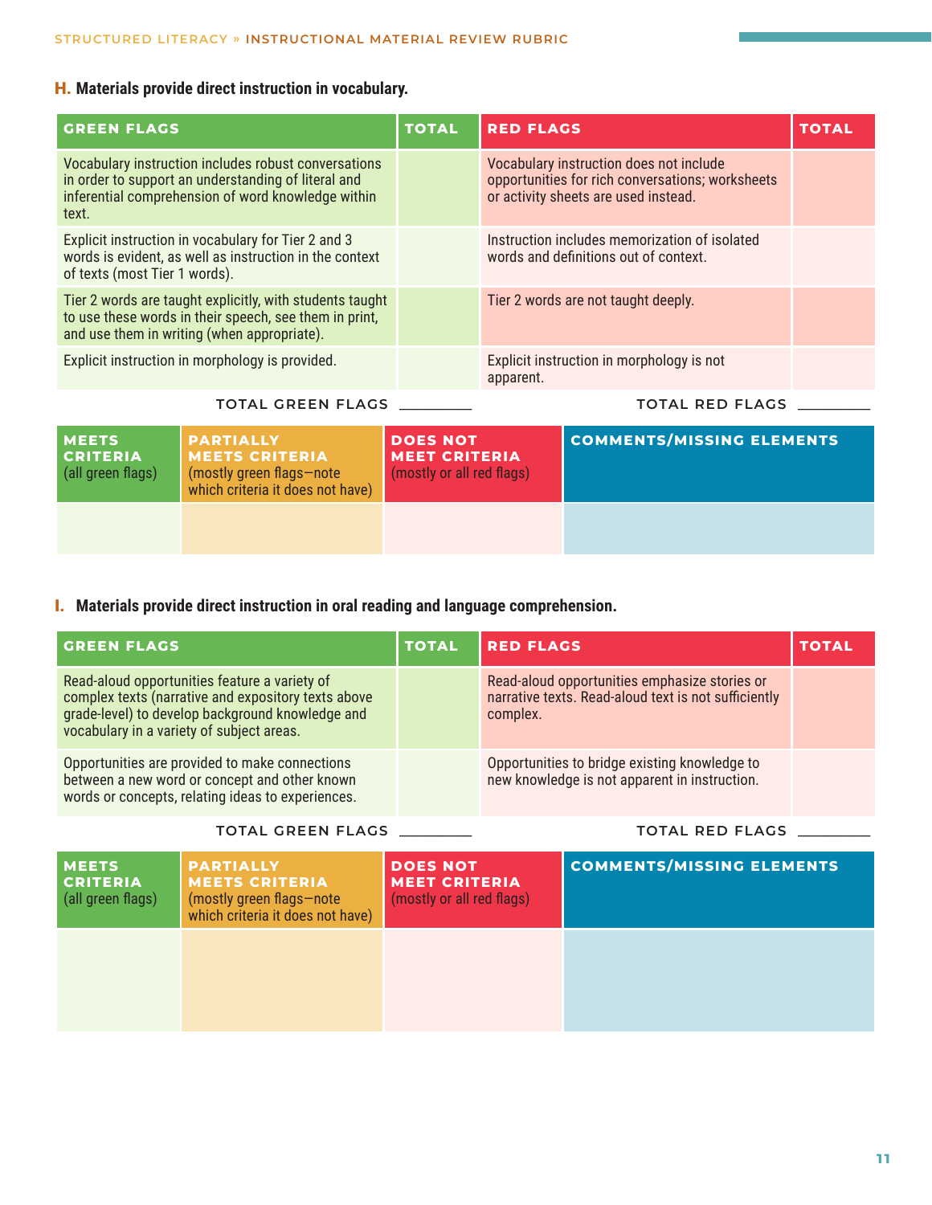### H. Materials provide direct instruction in vocabulary.

| GREEN FLAGS | TOTAL | RED FLAGS | TOTAL |
|---|---|---|---|
| Vocabulary instruction includes robust conversations in order to support an understanding of literal and inferential comprehension of word knowledge within text. | | Vocabulary instruction does not include opportunities for rich conversations; worksheets or activity sheets are used instead. | |
| Explicit instruction in vocabulary for Tier 2 and 3 words is evident, as well as instruction in the context of texts (most Tier 1 words). | | Instruction includes memorization of isolated words and definitions out of context. | |
| Tier 2 words are taught explicitly, with students taught to use these words in their speech, see them in print, and use them in writing (when appropriate). | | Tier 2 words are not taught deeply. | |
| Explicit instruction in morphology is provided. | | Explicit instruction in morphology is not apparent. | |

TOTAL GREEN FLAGS ________ TOTAL RED FLAGS ________

| MEETS CRITERIA (all green flags) | PARTIALLY MEETS CRITERIA (mostly green flags—note which criteria it does not have) | DOES NOT MEET CRITERIA (mostly or all red flags) | COMMENTS/MISSING ELEMENTS |
|---|---|---|---|
| | | | |

### I. Materials provide direct instruction in oral reading and language comprehension.

| GREEN FLAGS | TOTAL | RED FLAGS | TOTAL |
|---|---|---|---|
| Read-aloud opportunities feature a variety of complex texts (narrative and expository texts above grade-level) to develop background knowledge and vocabulary in a variety of subject areas. | | Read-aloud opportunities emphasize stories or narrative texts. Read-aloud text is not sufficiently complex. | |
| Opportunities are provided to make connections between a new word or concept and other known words or concepts, relating ideas to experiences. | | Opportunities to bridge existing knowledge to new knowledge is not apparent in instruction. | |

TOTAL GREEN FLAGS ________ TOTAL RED FLAGS ________

| MEETS CRITERIA (all green flags) | PARTIALLY MEETS CRITERIA (mostly green flags—note which criteria it does not have) | DOES NOT MEET CRITERIA (mostly or all red flags) | COMMENTS/MISSING ELEMENTS |
|---|---|---|---|
| | | | |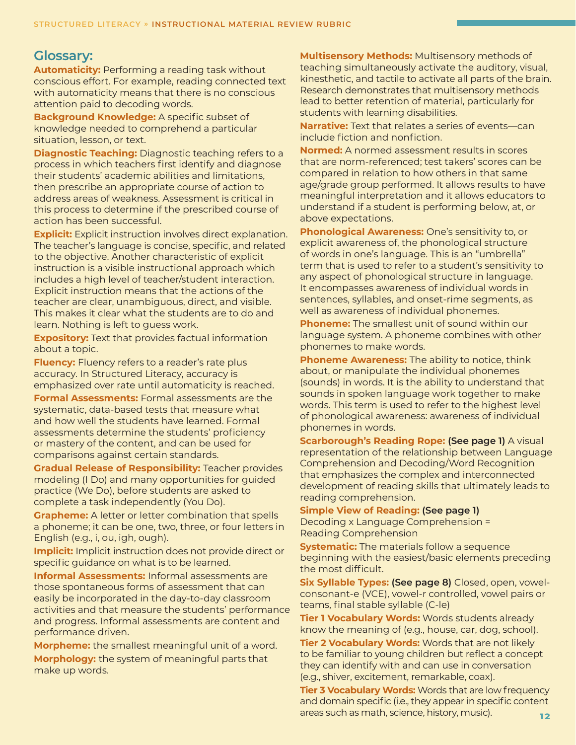## Glossary:

**Automaticity:** Performing a reading task without conscious effort. For example, reading connected text with automaticity means that there is no conscious attention paid to decoding words.

**Background Knowledge:** A specific subset of knowledge needed to comprehend a particular situation, lesson, or text.

**Diagnostic Teaching:** Diagnostic teaching refers to a process in which teachers first identify and diagnose their students' academic abilities and limitations, then prescribe an appropriate course of action to address areas of weakness. Assessment is critical in this process to determine if the prescribed course of action has been successful.

**Explicit:** Explicit instruction involves direct explanation. The teacher's language is concise, specific, and related to the objective. Another characteristic of explicit instruction is a visible instructional approach which includes a high level of teacher/student interaction. Explicit instruction means that the actions of the teacher are clear, unambiguous, direct, and visible. This makes it clear what the students are to do and learn. Nothing is left to guess work.

**Expository:** Text that provides factual information about a topic.

**Fluency:** Fluency refers to a reader's rate plus accuracy. In Structured Literacy, accuracy is emphasized over rate until automaticity is reached.

**Formal Assessments:** Formal assessments are the systematic, data-based tests that measure what and how well the students have learned. Formal assessments determine the students' proficiency or mastery of the content, and can be used for comparisons against certain standards.

**Gradual Release of Responsibility:** Teacher provides modeling (I Do) and many opportunities for guided practice (We Do), before students are asked to complete a task independently (You Do).

**Grapheme:** A letter or letter combination that spells a phoneme; it can be one, two, three, or four letters in English (e.g., i, ou, igh, ough).

**Implicit:** Implicit instruction does not provide direct or specific guidance on what is to be learned.

**Informal Assessments:** Informal assessments are those spontaneous forms of assessment that can easily be incorporated in the day-to-day classroom activities and that measure the students' performance and progress. Informal assessments are content and performance driven.

**Morpheme:** the smallest meaningful unit of a word.

**Morphology:** the system of meaningful parts that make up words.

**Multisensory Methods:** Multisensory methods of teaching simultaneously activate the auditory, visual, kinesthetic, and tactile to activate all parts of the brain. Research demonstrates that multisensory methods lead to better retention of material, particularly for students with learning disabilities.

**Narrative:** Text that relates a series of events—can include fiction and nonfiction.

**Normed:** A normed assessment results in scores that are norm-referenced; test takers' scores can be compared in relation to how others in that same age/grade group performed. It allows results to have meaningful interpretation and it allows educators to understand if a student is performing below, at, or above expectations.

**Phonological Awareness:** One's sensitivity to, or explicit awareness of, the phonological structure of words in one's language. This is an "umbrella" term that is used to refer to a student's sensitivity to any aspect of phonological structure in language. It encompasses awareness of individual words in sentences, syllables, and onset-rime segments, as well as awareness of individual phonemes.

**Phoneme:** The smallest unit of sound within our language system. A phoneme combines with other phonemes to make words.

**Phoneme Awareness:** The ability to notice, think about, or manipulate the individual phonemes (sounds) in words. It is the ability to understand that sounds in spoken language work together to make words. This term is used to refer to the highest level of phonological awareness: awareness of individual phonemes in words.

**Scarborough's Reading Rope: (See page 1)** A visual representation of the relationship between Language Comprehension and Decoding/Word Recognition that emphasizes the complex and interconnected development of reading skills that ultimately leads to reading comprehension.

**Simple View of Reading: (See page 1)**
Decoding x Language Comprehension = Reading Comprehension

**Systematic:** The materials follow a sequence beginning with the easiest/basic elements preceding the most difficult.

**Six Syllable Types: (See page 8)** Closed, open, vowel-consonant-e (VCE), vowel-r controlled, vowel pairs or teams, final stable syllable (C-le)

**Tier 1 Vocabulary Words:** Words students already know the meaning of (e.g., house, car, dog, school).

**Tier 2 Vocabulary Words:** Words that are not likely to be familiar to young children but reflect a concept they can identify with and can use in conversation (e.g., shiver, excitement, remarkable, coax).

**Tier 3 Vocabulary Words:** Words that are low frequency and domain specific (i.e., they appear in specific content areas such as math, science, history, music).